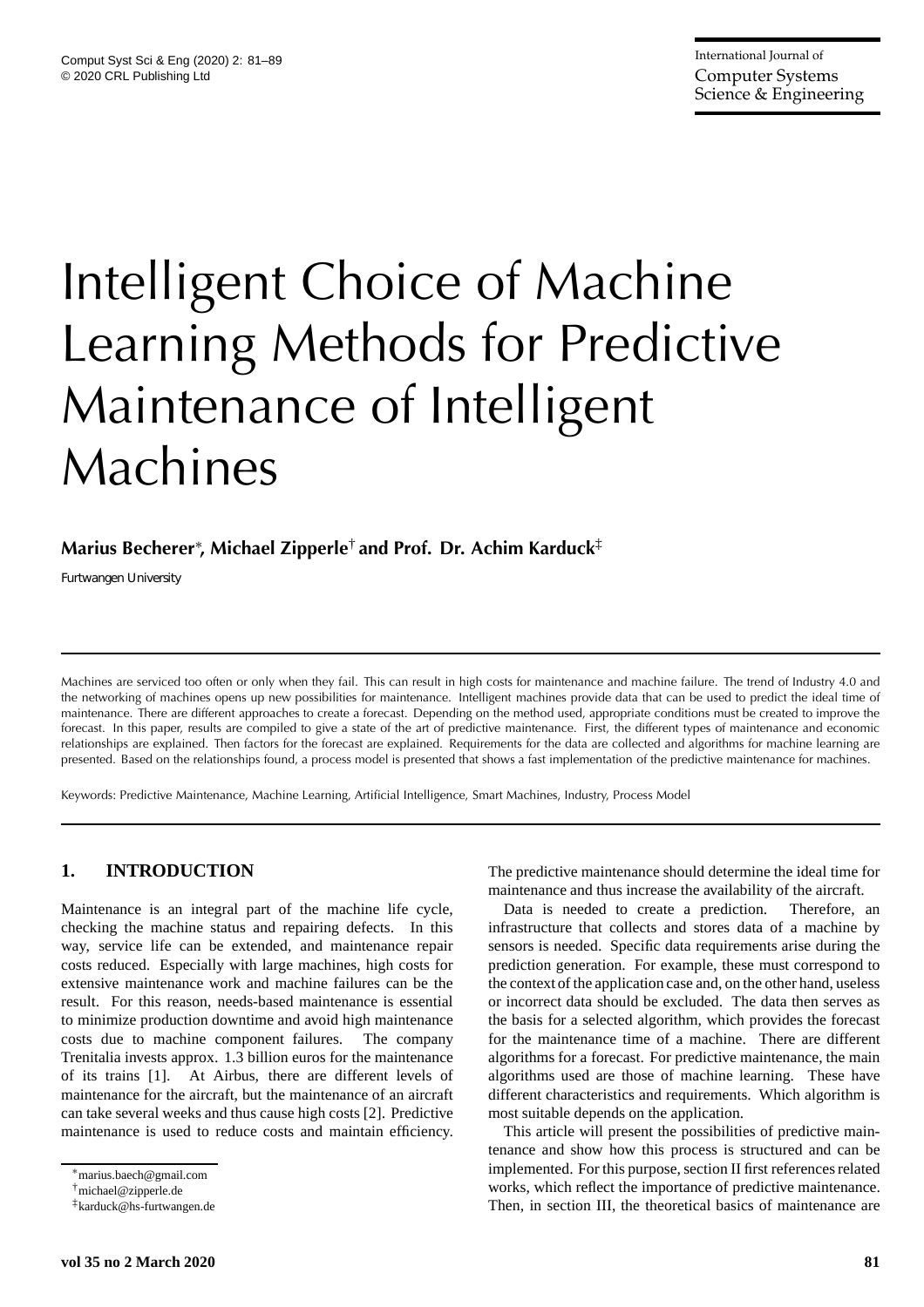# Intelligent Choice of Machine Learning Methods for Predictive Maintenance of Intelligent Machines

**Marius Becherer[*], Michael Zipperle[†] and Prof. Dr. Achim Karduck[‡]**

Furtwangen University

Machines are serviced too often or only when they fail. This can result in high costs for maintenance and machine failure. The trend of Industry 4.0 and the networking of machines opens up new possibilities for maintenance. Intelligent machines provide data that can be used to predict the ideal time of maintenance. There are different approaches to create a forecast. Depending on the method used, appropriate conditions must be created to improve the forecast. In this paper, results are compiled to give a state of the art of predictive maintenance. First, the different types of maintenance and economic relationships are explained. Then factors for the forecast are explained. Requirements for the data are collected and algorithms for machine learning are presented. Based on the relationships found, a process model is presented that shows a fast implementation of the predictive maintenance for machines.

Keywords: Predictive Maintenance, Machine Learning, Artificial Intelligence, Smart Machines, Industry, Process Model

## 1. INTRODUCTION

Maintenance is an integral part of the machine life cycle, checking the machine status and repairing defects. In this way, service life can be extended, and maintenance repair costs reduced. Especially with large machines, high costs for extensive maintenance work and machine failures can be the result. For this reason, needs-based maintenance is essential to minimize production downtime and avoid high maintenance costs due to machine component failures. The company Trenitalia invests approx. 1.3 billion euros for the maintenance of its trains [1]. At Airbus, there are different levels of maintenance for the aircraft, but the maintenance of an aircraft can take several weeks and thus cause high costs [2]. Predictive maintenance is used to reduce costs and maintain efficiency. The predictive maintenance should determine the ideal time for maintenance and thus increase the availability of the aircraft.

Data is needed to create a prediction. Therefore, an infrastructure that collects and stores data of a machine by sensors is needed. Specific data requirements arise during the prediction generation. For example, these must correspond to the context of the application case and, on the other hand, useless or incorrect data should be excluded. The data then serves as the basis for a selected algorithm, which provides the forecast for the maintenance time of a machine. There are different algorithms for a forecast. For predictive maintenance, the main algorithms used are those of machine learning. These have different characteristics and requirements. Which algorithm is most suitable depends on the application.

This article will present the possibilities of predictive maintenance and show how this process is structured and can be implemented. For this purpose, section II first references related works, which reflect the importance of predictive maintenance. Then, in section III, the theoretical basics of maintenance are

[*] marius.baech@gmail.com

[†] michael@zipperle.de

[‡] karduck@hs-furtwangen.de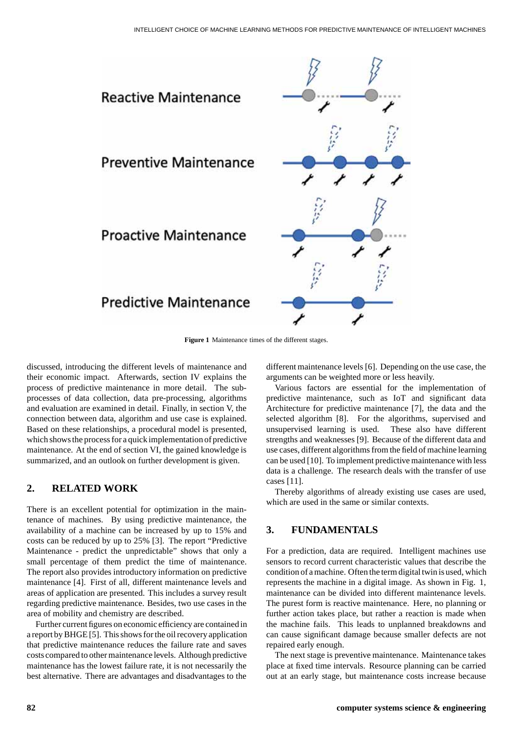Figure 1 Maintenance times of the different stages.

discussed, introducing the different levels of maintenance and their economic impact. Afterwards, section IV explains the process of predictive maintenance in more detail. The sub-processes of data collection, data pre-processing, algorithms and evaluation are examined in detail. Finally, in section V, the connection between data, algorithm and use case is explained. Based on these relationships, a procedural model is presented, which shows the process for a quick implementation of predictive maintenance. At the end of section VI, the gained knowledge is summarized, and an outlook on further development is given.

## 2. RELATED WORK

There is an excellent potential for optimization in the maintenance of machines. By using predictive maintenance, the availability of a machine can be increased by up to 15% and costs can be reduced by up to 25% [3]. The report "Predictive Maintenance - predict the unpredictable" shows that only a small percentage of them predict the time of maintenance. The report also provides introductory information on predictive maintenance [4]. First of all, different maintenance levels and areas of application are presented. This includes a survey result regarding predictive maintenance. Besides, two use cases in the area of mobility and chemistry are described.

Further current figures on economic efficiency are contained in a report by BHGE [5]. This shows for the oil recovery application that predictive maintenance reduces the failure rate and saves costs compared to other maintenance levels. Although predictive maintenance has the lowest failure rate, it is not necessarily the best alternative. There are advantages and disadvantages to the different maintenance levels [6]. Depending on the use case, the arguments can be weighted more or less heavily.

Various factors are essential for the implementation of predictive maintenance, such as IoT and significant data Architecture for predictive maintenance [7], the data and the selected algorithm [8]. For the algorithms, supervised and unsupervised learning is used. These also have different strengths and weaknesses [9]. Because of the different data and use cases, different algorithms from the field of machine learning can be used [10]. To implement predictive maintenance with less data is a challenge. The research deals with the transfer of use cases [11].

Thereby algorithms of already existing use cases are used, which are used in the same or similar contexts.

## 3. FUNDAMENTALS

For a prediction, data are required. Intelligent machines use sensors to record current characteristic values that describe the condition of a machine. Often the term digital twin is used, which represents the machine in a digital image. As shown in Fig. 1, maintenance can be divided into different maintenance levels. The purest form is reactive maintenance. Here, no planning or further action takes place, but rather a reaction is made when the machine fails. This leads to unplanned breakdowns and can cause significant damage because smaller defects are not repaired early enough.

The next stage is preventive maintenance. Maintenance takes place at fixed time intervals. Resource planning can be carried out at an early stage, but maintenance costs increase because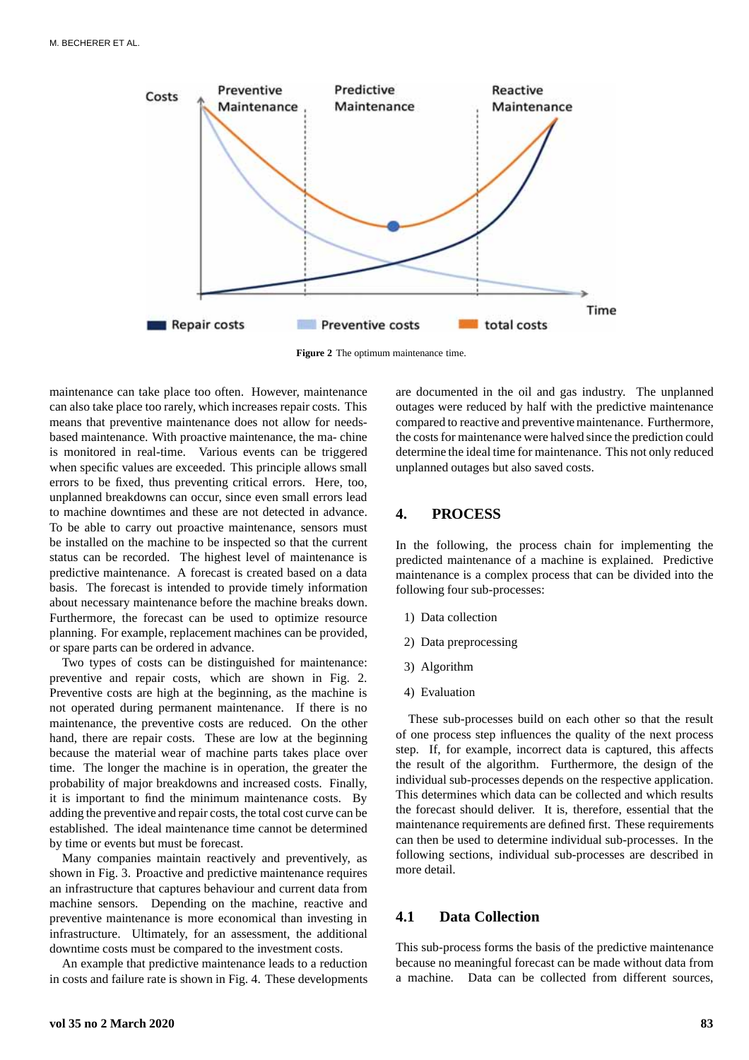Figure 2 The optimum maintenance time.

maintenance can take place too often. However, maintenance can also take place too rarely, which increases repair costs. This means that preventive maintenance does not allow for needs-based maintenance. With proactive maintenance, the ma- chine is monitored in real-time. Various events can be triggered when specific values are exceeded. This principle allows small errors to be fixed, thus preventing critical errors. Here, too, unplanned breakdowns can occur, since even small errors lead to machine downtimes and these are not detected in advance. To be able to carry out proactive maintenance, sensors must be installed on the machine to be inspected so that the current status can be recorded. The highest level of maintenance is predictive maintenance. A forecast is created based on a data basis. The forecast is intended to provide timely information about necessary maintenance before the machine breaks down. Furthermore, the forecast can be used to optimize resource planning. For example, replacement machines can be provided, or spare parts can be ordered in advance.

Two types of costs can be distinguished for maintenance: preventive and repair costs, which are shown in Fig. 2. Preventive costs are high at the beginning, as the machine is not operated during permanent maintenance. If there is no maintenance, the preventive costs are reduced. On the other hand, there are repair costs. These are low at the beginning because the material wear of machine parts takes place over time. The longer the machine is in operation, the greater the probability of major breakdowns and increased costs. Finally, it is important to find the minimum maintenance costs. By adding the preventive and repair costs, the total cost curve can be established. The ideal maintenance time cannot be determined by time or events but must be forecast.

Many companies maintain reactively and preventively, as shown in Fig. 3. Proactive and predictive maintenance requires an infrastructure that captures behaviour and current data from machine sensors. Depending on the machine, reactive and preventive maintenance is more economical than investing in infrastructure. Ultimately, for an assessment, the additional downtime costs must be compared to the investment costs.

An example that predictive maintenance leads to a reduction in costs and failure rate is shown in Fig. 4. These developments are documented in the oil and gas industry. The unplanned outages were reduced by half with the predictive maintenance compared to reactive and preventive maintenance. Furthermore, the costs for maintenance were halved since the prediction could determine the ideal time for maintenance. This not only reduced unplanned outages but also saved costs.

## 4. PROCESS

In the following, the process chain for implementing the predicted maintenance of a machine is explained. Predictive maintenance is a complex process that can be divided into the following four sub-processes:

1) Data collection
2) Data preprocessing
3) Algorithm
4) Evaluation

These sub-processes build on each other so that the result of one process step influences the quality of the next process step. If, for example, incorrect data is captured, this affects the result of the algorithm. Furthermore, the design of the individual sub-processes depends on the respective application. This determines which data can be collected and which results the forecast should deliver. It is, therefore, essential that the maintenance requirements are defined first. These requirements can then be used to determine individual sub-processes. In the following sections, individual sub-processes are described in more detail.

### 4.1 Data Collection

This sub-process forms the basis of the predictive maintenance because no meaningful forecast can be made without data from a machine. Data can be collected from different sources,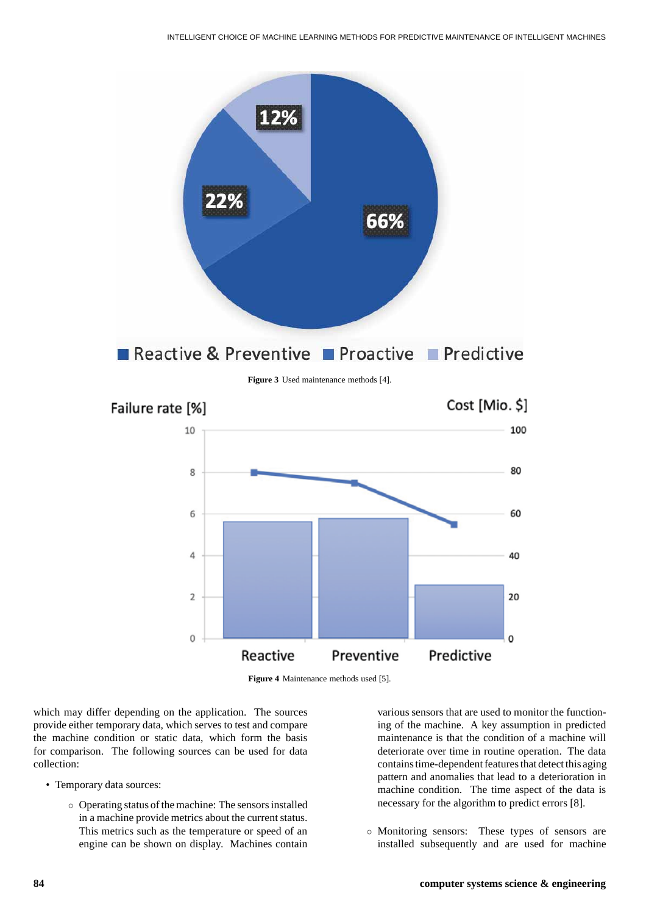Figure 3 Used maintenance methods [4].

Figure 4 Maintenance methods used [5].

which may differ depending on the application. The sources provide either temporary data, which serves to test and compare the machine condition or static data, which form the basis for comparison. The following sources can be used for data collection:

- Temporary data sources:
  - Operating status of the machine: The sensors installed in a machine provide metrics about the current status. This metrics such as the temperature or speed of an engine can be shown on display. Machines contain various sensors that are used to monitor the functioning of the machine. A key assumption in predicted maintenance is that the condition of a machine will deteriorate over time in routine operation. The data contains time-dependent features that detect this aging pattern and anomalies that lead to a deterioration in machine condition. The time aspect of the data is necessary for the algorithm to predict errors [8].
  - Monitoring sensors: These types of sensors are installed subsequently and are used for machine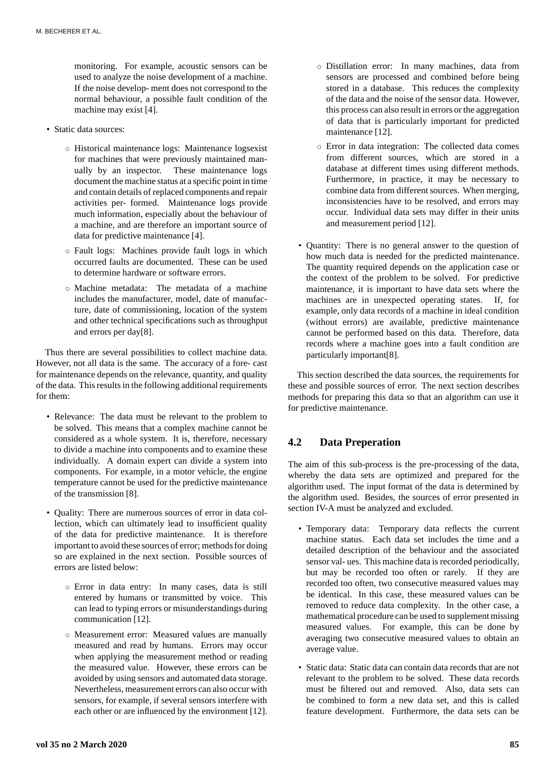monitoring. For example, acoustic sensors can be used to analyze the noise development of a machine. If the noise develop- ment does not correspond to the normal behaviour, a possible fault condition of the machine may exist [4].

- Static data sources:
  - Historical maintenance logs: Maintenance logsexist for machines that were previously maintained manually by an inspector. These maintenance logs document the machine status at a specific point in time and contain details of replaced components and repair activities per- formed. Maintenance logs provide much information, especially about the behaviour of a machine, and are therefore an important source of data for predictive maintenance [4].
  - Fault logs: Machines provide fault logs in which occurred faults are documented. These can be used to determine hardware or software errors.
  - Machine metadata: The metadata of a machine includes the manufacturer, model, date of manufacture, date of commissioning, location of the system and other technical specifications such as throughput and errors per day[8].

Thus there are several possibilities to collect machine data. However, not all data is the same. The accuracy of a fore- cast for maintenance depends on the relevance, quantity, and quality of the data. This results in the following additional requirements for them:

- Relevance: The data must be relevant to the problem to be solved. This means that a complex machine cannot be considered as a whole system. It is, therefore, necessary to divide a machine into components and to examine these individually. A domain expert can divide a system into components. For example, in a motor vehicle, the engine temperature cannot be used for the predictive maintenance of the transmission [8].
- Quality: There are numerous sources of error in data collection, which can ultimately lead to insufficient quality of the data for predictive maintenance. It is therefore important to avoid these sources of error; methods for doing so are explained in the next section. Possible sources of errors are listed below:
  - Error in data entry: In many cases, data is still entered by humans or transmitted by voice. This can lead to typing errors or misunderstandings during communication [12].
  - Measurement error: Measured values are manually measured and read by humans. Errors may occur when applying the measurement method or reading the measured value. However, these errors can be avoided by using sensors and automated data storage. Nevertheless, measurement errors can also occur with sensors, for example, if several sensors interfere with each other or are influenced by the environment [12].
  - Distillation error: In many machines, data from sensors are processed and combined before being stored in a database. This reduces the complexity of the data and the noise of the sensor data. However, this process can also result in errors or the aggregation of data that is particularly important for predicted maintenance [12].
  - Error in data integration: The collected data comes from different sources, which are stored in a database at different times using different methods. Furthermore, in practice, it may be necessary to combine data from different sources. When merging, inconsistencies have to be resolved, and errors may occur. Individual data sets may differ in their units and measurement period [12].
- Quantity: There is no general answer to the question of how much data is needed for the predicted maintenance. The quantity required depends on the application case or the context of the problem to be solved. For predictive maintenance, it is important to have data sets where the machines are in unexpected operating states. If, for example, only data records of a machine in ideal condition (without errors) are available, predictive maintenance cannot be performed based on this data. Therefore, data records where a machine goes into a fault condition are particularly important[8].

This section described the data sources, the requirements for these and possible sources of error. The next section describes methods for preparing this data so that an algorithm can use it for predictive maintenance.

## 4.2 Data Preperation

The aim of this sub-process is the pre-processing of the data, whereby the data sets are optimized and prepared for the algorithm used. The input format of the data is determined by the algorithm used. Besides, the sources of error presented in section IV-A must be analyzed and excluded.

- Temporary data: Temporary data reflects the current machine status. Each data set includes the time and a detailed description of the behaviour and the associated sensor val- ues. This machine data is recorded periodically, but may be recorded too often or rarely. If they are recorded too often, two consecutive measured values may be identical. In this case, these measured values can be removed to reduce data complexity. In the other case, a mathematical procedure can be used to supplement missing measured values. For example, this can be done by averaging two consecutive measured values to obtain an average value.
- Static data: Static data can contain data records that are not relevant to the problem to be solved. These data records must be filtered out and removed. Also, data sets can be combined to form a new data set, and this is called feature development. Furthermore, the data sets can be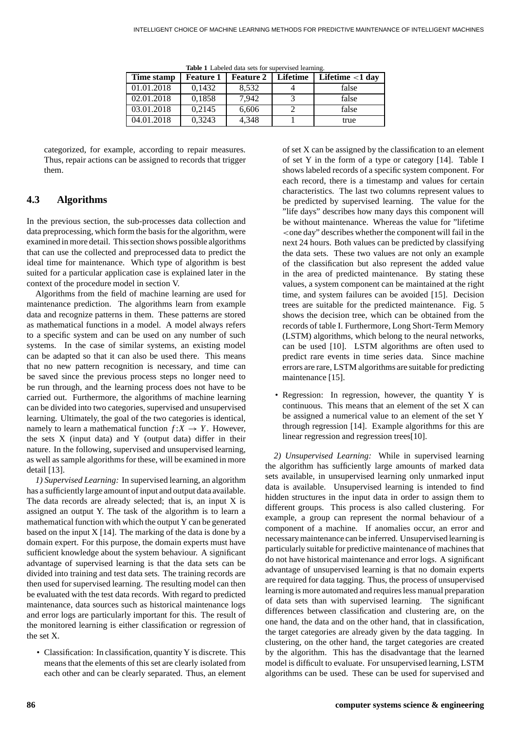**Table 1** Labeled data sets for supervised learning.

| Time stamp | Feature 1 | Feature 2 | Lifetime | Lifetime <1 day |
|---|---|---|---|---|
| 01.01.2018 | 0,1432 | 8,532 | 4 | false |
| 02.01.2018 | 0,1858 | 7,942 | 3 | false |
| 03.01.2018 | 0,2145 | 6,606 | 2 | false |
| 04.01.2018 | 0,3243 | 4,348 | 1 | true |

categorized, for example, according to repair measures. Thus, repair actions can be assigned to records that trigger them.

### 4.3 Algorithms

In the previous section, the sub-processes data collection and data preprocessing, which form the basis for the algorithm, were examined in more detail. This section shows possible algorithms that can use the collected and preprocessed data to predict the ideal time for maintenance. Which type of algorithm is best suited for a particular application case is explained later in the context of the procedure model in section V.

Algorithms from the field of machine learning are used for maintenance prediction. The algorithms learn from example data and recognize patterns in them. These patterns are stored as mathematical functions in a model. A model always refers to a specific system and can be used on any number of such systems. In the case of similar systems, an existing model can be adapted so that it can also be used there. This means that no new pattern recognition is necessary, and time can be saved since the previous process steps no longer need to be run through, and the learning process does not have to be carried out. Furthermore, the algorithms of machine learning can be divided into two categories, supervised and unsupervised learning. Ultimately, the goal of the two categories is identical, namely to learn a mathematical function $f: X \rightarrow Y$. However, the sets X (input data) and Y (output data) differ in their nature. In the following, supervised and unsupervised learning, as well as sample algorithms for these, will be examined in more detail [13].

*1) Supervised Learning:* In supervised learning, an algorithm has a sufficiently large amount of input and output data available. The data records are already selected; that is, an input X is assigned an output Y. The task of the algorithm is to learn a mathematical function with which the output Y can be generated based on the input X [14]. The marking of the data is done by a domain expert. For this purpose, the domain experts must have sufficient knowledge about the system behaviour. A significant advantage of supervised learning is that the data sets can be divided into training and test data sets. The training records are then used for supervised learning. The resulting model can then be evaluated with the test data records. With regard to predicted maintenance, data sources such as historical maintenance logs and error logs are particularly important for this. The result of the monitored learning is either classification or regression of the set X.

- Classification: In classification, quantity Y is discrete. This means that the elements of this set are clearly isolated from each other and can be clearly separated. Thus, an element of set X can be assigned by the classification to an element of set Y in the form of a type or category [14]. Table I shows labeled records of a specific system component. For each record, there is a timestamp and values for certain characteristics. The last two columns represent values to be predicted by supervised learning. The value for the "life days" describes how many days this component will be without maintenance. Whereas the value for "lifetime <one day" describes whether the component will fail in the next 24 hours. Both values can be predicted by classifying the data sets. These two values are not only an example of the classification but also represent the added value in the area of predicted maintenance. By stating these values, a system component can be maintained at the right time, and system failures can be avoided [15]. Decision trees are suitable for the predicted maintenance. Fig. 5 shows the decision tree, which can be obtained from the records of table I. Furthermore, Long Short-Term Memory (LSTM) algorithms, which belong to the neural networks, can be used [10]. LSTM algorithms are often used to predict rare events in time series data. Since machine errors are rare, LSTM algorithms are suitable for predicting maintenance [15].
- Regression: In regression, however, the quantity Y is continuous. This means that an element of the set X can be assigned a numerical value to an element of the set Y through regression [14]. Example algorithms for this are linear regression and regression trees[10].

*2) Unsupervised Learning:* While in supervised learning the algorithm has sufficiently large amounts of marked data sets available, in unsupervised learning only unmarked input data is available. Unsupervised learning is intended to find hidden structures in the input data in order to assign them to different groups. This process is also called clustering. For example, a group can represent the normal behaviour of a component of a machine. If anomalies occur, an error and necessary maintenance can be inferred. Unsupervised learning is particularly suitable for predictive maintenance of machines that do not have historical maintenance and error logs. A significant advantage of unsupervised learning is that no domain experts are required for data tagging. Thus, the process of unsupervised learning is more automated and requires less manual preparation of data sets than with supervised learning. The significant differences between classification and clustering are, on the one hand, the data and on the other hand, that in classification, the target categories are already given by the data tagging. In clustering, on the other hand, the target categories are created by the algorithm. This has the disadvantage that the learned model is difficult to evaluate. For unsupervised learning, LSTM algorithms can be used. These can be used for supervised and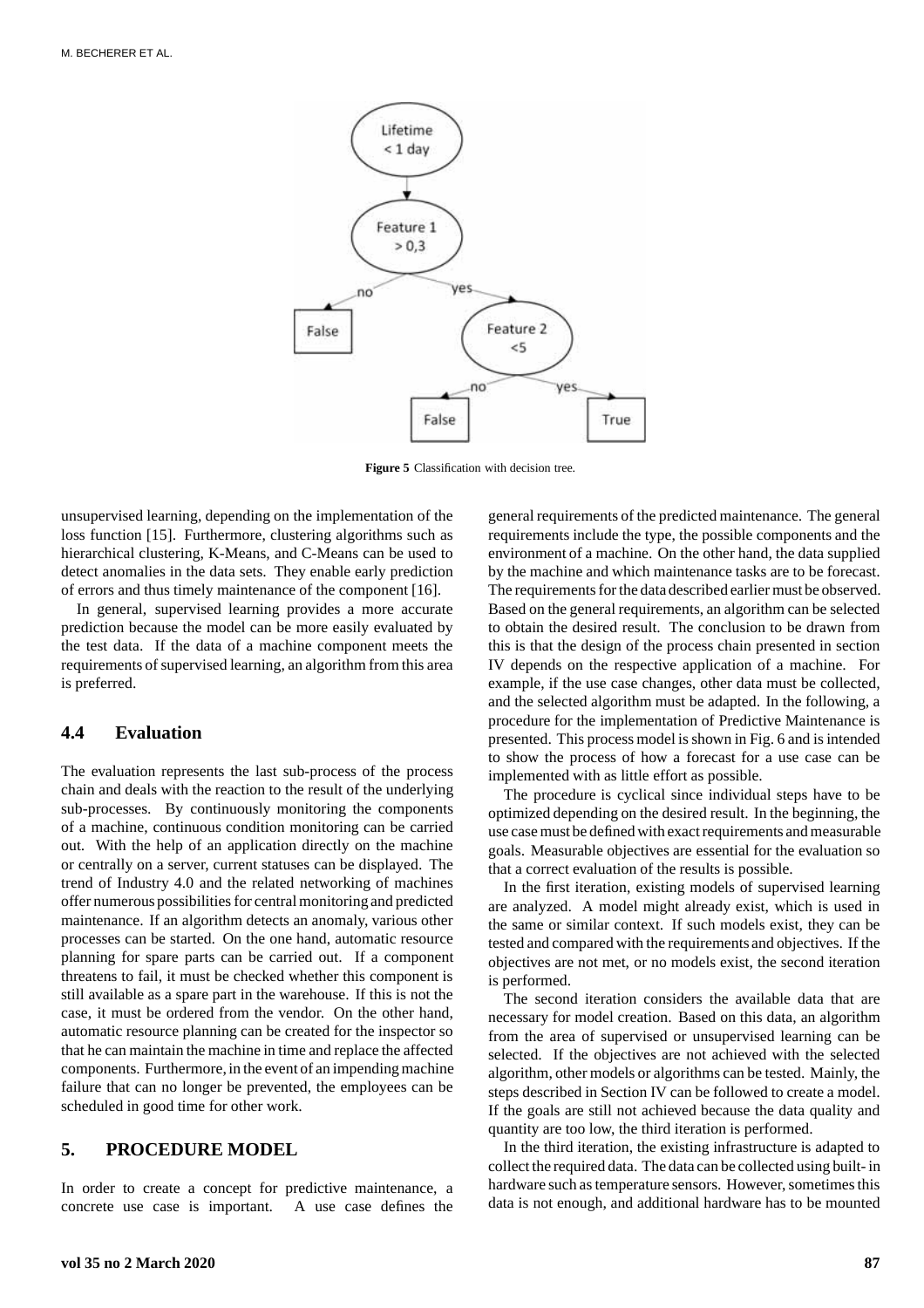Figure 5 Classification with decision tree.

unsupervised learning, depending on the implementation of the loss function [15]. Furthermore, clustering algorithms such as hierarchical clustering, K-Means, and C-Means can be used to detect anomalies in the data sets. They enable early prediction of errors and thus timely maintenance of the component [16].

In general, supervised learning provides a more accurate prediction because the model can be more easily evaluated by the test data. If the data of a machine component meets the requirements of supervised learning, an algorithm from this area is preferred.

### 4.4 Evaluation

The evaluation represents the last sub-process of the process chain and deals with the reaction to the result of the underlying sub-processes. By continuously monitoring the components of a machine, continuous condition monitoring can be carried out. With the help of an application directly on the machine or centrally on a server, current statuses can be displayed. The trend of Industry 4.0 and the related networking of machines offer numerous possibilities for central monitoring and predicted maintenance. If an algorithm detects an anomaly, various other processes can be started. On the one hand, automatic resource planning for spare parts can be carried out. If a component threatens to fail, it must be checked whether this component is still available as a spare part in the warehouse. If this is not the case, it must be ordered from the vendor. On the other hand, automatic resource planning can be created for the inspector so that he can maintain the machine in time and replace the affected components. Furthermore, in the event of an impending machine failure that can no longer be prevented, the employees can be scheduled in good time for other work.

## 5. PROCEDURE MODEL

In order to create a concept for predictive maintenance, a concrete use case is important. A use case defines the general requirements of the predicted maintenance. The general requirements include the type, the possible components and the environment of a machine. On the other hand, the data supplied by the machine and which maintenance tasks are to be forecast. The requirements for the data described earlier must be observed. Based on the general requirements, an algorithm can be selected to obtain the desired result. The conclusion to be drawn from this is that the design of the process chain presented in section IV depends on the respective application of a machine. For example, if the use case changes, other data must be collected, and the selected algorithm must be adapted. In the following, a procedure for the implementation of Predictive Maintenance is presented. This process model is shown in Fig. 6 and is intended to show the process of how a forecast for a use case can be implemented with as little effort as possible.

The procedure is cyclical since individual steps have to be optimized depending on the desired result. In the beginning, the use case must be defined with exact requirements and measurable goals. Measurable objectives are essential for the evaluation so that a correct evaluation of the results is possible.

In the first iteration, existing models of supervised learning are analyzed. A model might already exist, which is used in the same or similar context. If such models exist, they can be tested and compared with the requirements and objectives. If the objectives are not met, or no models exist, the second iteration is performed.

The second iteration considers the available data that are necessary for model creation. Based on this data, an algorithm from the area of supervised or unsupervised learning can be selected. If the objectives are not achieved with the selected algorithm, other models or algorithms can be tested. Mainly, the steps described in Section IV can be followed to create a model. If the goals are still not achieved because the data quality and quantity are too low, the third iteration is performed.

In the third iteration, the existing infrastructure is adapted to collect the required data. The data can be collected using built- in hardware such as temperature sensors. However, sometimes this data is not enough, and additional hardware has to be mounted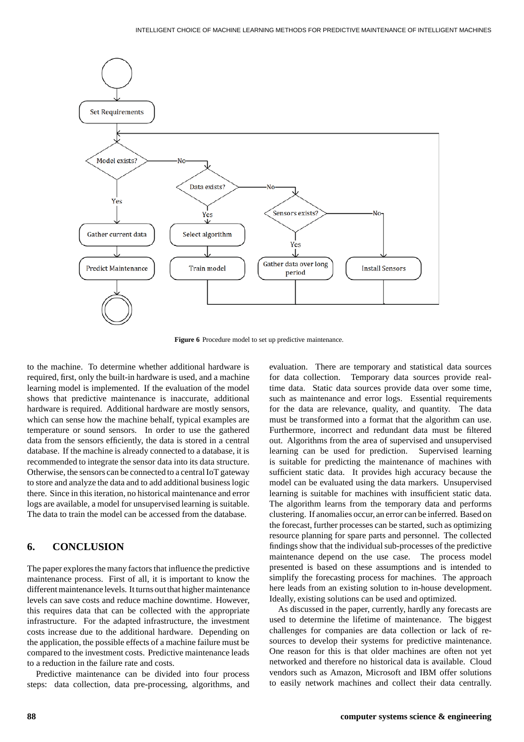Figure 6 Procedure model to set up predictive maintenance.

to the machine. To determine whether additional hardware is required, first, only the built-in hardware is used, and a machine learning model is implemented. If the evaluation of the model shows that predictive maintenance is inaccurate, additional hardware is required. Additional hardware are mostly sensors, which can sense how the machine behalf, typical examples are temperature or sound sensors. In order to use the gathered data from the sensors efficiently, the data is stored in a central database. If the machine is already connected to a database, it is recommended to integrate the sensor data into its data structure. Otherwise, the sensors can be connected to a central IoT gateway to store and analyze the data and to add additional business logic there. Since in this iteration, no historical maintenance and error logs are available, a model for unsupervised learning is suitable. The data to train the model can be accessed from the database.

## 6. CONCLUSION

The paper explores the many factors that influence the predictive maintenance process. First of all, it is important to know the different maintenance levels. It turns out that higher maintenance levels can save costs and reduce machine downtime. However, this requires data that can be collected with the appropriate infrastructure. For the adapted infrastructure, the investment costs increase due to the additional hardware. Depending on the application, the possible effects of a machine failure must be compared to the investment costs. Predictive maintenance leads to a reduction in the failure rate and costs.

Predictive maintenance can be divided into four process steps: data collection, data pre-processing, algorithms, and evaluation. There are temporary and statistical data sources for data collection. Temporary data sources provide real-time data. Static data sources provide data over some time, such as maintenance and error logs. Essential requirements for the data are relevance, quality, and quantity. The data must be transformed into a format that the algorithm can use. Furthermore, incorrect and redundant data must be filtered out. Algorithms from the area of supervised and unsupervised learning can be used for prediction. Supervised learning is suitable for predicting the maintenance of machines with sufficient static data. It provides high accuracy because the model can be evaluated using the data markers. Unsupervised learning is suitable for machines with insufficient static data. The algorithm learns from the temporary data and performs clustering. If anomalies occur, an error can be inferred. Based on the forecast, further processes can be started, such as optimizing resource planning for spare parts and personnel. The collected findings show that the individual sub-processes of the predictive maintenance depend on the use case. The process model presented is based on these assumptions and is intended to simplify the forecasting process for machines. The approach here leads from an existing solution to in-house development. Ideally, existing solutions can be used and optimized.

As discussed in the paper, currently, hardly any forecasts are used to determine the lifetime of maintenance. The biggest challenges for companies are data collection or lack of resources to develop their systems for predictive maintenance. One reason for this is that older machines are often not yet networked and therefore no historical data is available. Cloud vendors such as Amazon, Microsoft and IBM offer solutions to easily network machines and collect their data centrally.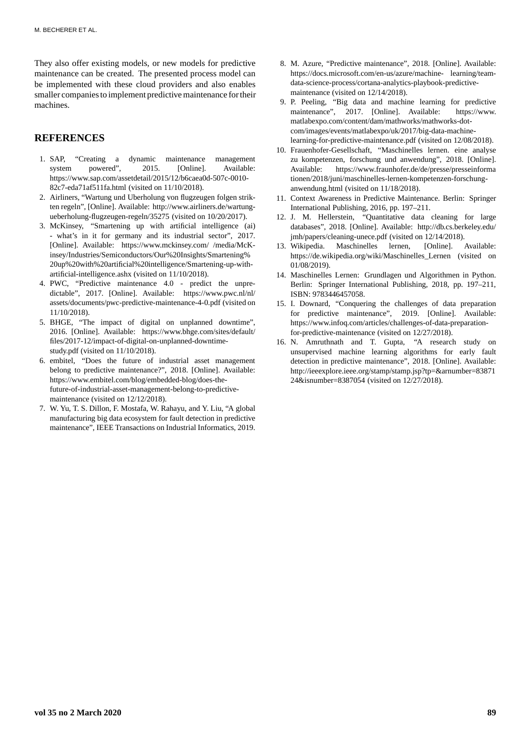They also offer existing models, or new models for predictive maintenance can be created. The presented process model can be implemented with these cloud providers and also enables smaller companies to implement predictive maintenance for their machines.

## REFERENCES

1. SAP, "Creating a dynamic maintenance management system powered", 2015. [Online]. Available: https://www.sap.com/assetdetail/2015/12/b6caea0d-507c-0010-82c7-eda71af511fa.html (visited on 11/10/2018).
2. Airliners, "Wartung und Uberholung von flugzeugen folgen strikten regeln", [Online]. Available: http://www.airliners.de/wartung-ueberholung-flugzeugen-regeln/35275 (visited on 10/20/2017).
3. McKinsey, "Smartening up with artificial intelligence (ai) - what's in it for germany and its industrial sector", 2017. [Online]. Available: https://www.mckinsey.com/ /media/McKinsey/Industries/Semiconductors/Our%20Insights/Smartening%20up%20with%20artificial%20intelligence/Smartening-up-with-artificial-intelligence.ashx (visited on 11/10/2018).
4. PWC, "Predictive maintenance 4.0 - predict the unpredictable", 2017. [Online]. Available: https://www.pwc.nl/nl/assets/documents/pwc-predictive-maintenance-4-0.pdf (visited on 11/10/2018).
5. BHGE, "The impact of digital on unplanned downtime", 2016. [Online]. Available: https://www.bhge.com/sites/default/files/2017-12/impact-of-digital-on-unplanned-downtime-study.pdf (visited on 11/10/2018).
6. embitel, "Does the future of industrial asset management belong to predictive maintenance?", 2018. [Online]. Available: https://www.embitel.com/blog/embedded-blog/does-the-future-of-industrial-asset-management-belong-to-predictive-maintenance (visited on 12/12/2018).
7. W. Yu, T. S. Dillon, F. Mostafa, W. Rahayu, and Y. Liu, "A global manufacturing big data ecosystem for fault detection in predictive maintenance", IEEE Transactions on Industrial Informatics, 2019.
8. M. Azure, "Predictive maintenance", 2018. [Online]. Available: https://docs.microsoft.com/en-us/azure/machine- learning/team-data-science-process/cortana-analytics-playbook-predictive-maintenance (visited on 12/14/2018).
9. P. Peeling, "Big data and machine learning for predictive maintenance", 2017. [Online]. Available: https://www.matlabexpo.com/content/dam/mathworks/mathworks-dot-com/images/events/matlabexpo/uk/2017/big-data-machine-learning-for-predictive-maintenance.pdf (visited on 12/08/2018).
10. Frauenhofer-Gesellschaft, "Maschinelles lernen. eine analyse zu kompetenzen, forschung und anwendung", 2018. [Online]. Available: https://www.fraunhofer.de/de/presse/presseinformationen/2018/juni/maschinelles-lernen-kompetenzen-forschung-anwendung.html (visited on 11/18/2018).
11. Context Awareness in Predictive Maintenance. Berlin: Springer International Publishing, 2016, pp. 197–211.
12. J. M. Hellerstein, "Quantitative data cleaning for large databases", 2018. [Online]. Available: http://db.cs.berkeley.edu/jmh/papers/cleaning-unece.pdf (visited on 12/14/2018).
13. Wikipedia. Maschinelles lernen, [Online]. Available: https://de.wikipedia.org/wiki/Maschinelles_Lernen (visited on 01/08/2019).
14. Maschinelles Lernen: Grundlagen und Algorithmen in Python. Berlin: Springer International Publishing, 2018, pp. 197–211, ISBN: 9783446457058.
15. I. Downard, "Conquering the challenges of data preparation for predictive maintenance", 2019. [Online]. Available: https://www.infoq.com/articles/challenges-of-data-preparation-for-predictive-maintenance (visited on 12/27/2018).
16. N. Amruthnath and T. Gupta, "A research study on unsupervised machine learning algorithms for early fault detection in predictive maintenance", 2018. [Online]. Available: http://ieeexplore.ieee.org/stamp/stamp.jsp?tp=&arnumber=8387124&isnumber=8387054 (visited on 12/27/2018).